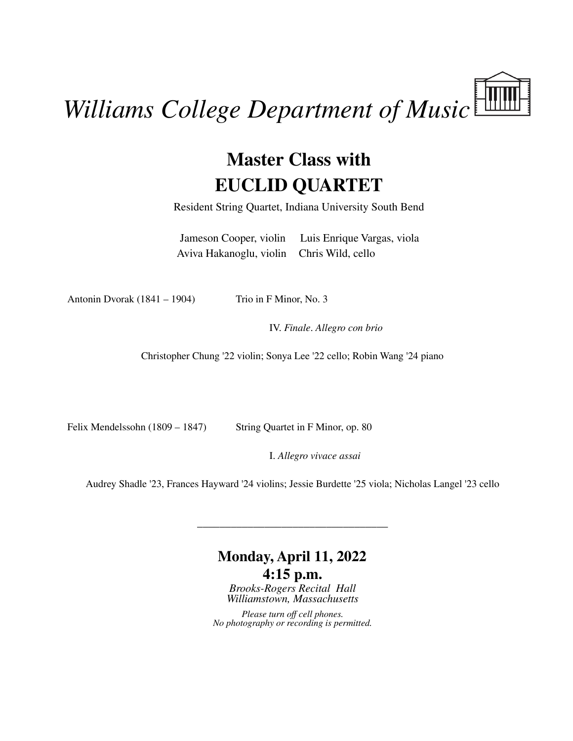# *Williams College Department of Music*

## Master Class with
## EUCLID QUARTET

Resident String Quartet, Indiana University South Bend

Jameson Cooper, violin     Luis Enrique Vargas, viola
Aviva Hakanoglu, violin     Chris Wild, cello

Antonin Dvorak (1841 – 1904)     Trio in F Minor, No. 3

IV. *Finale*. *Allegro con brio*

Christopher Chung '22 violin; Sonya Lee '22 cello; Robin Wang '24 piano

Felix Mendelssohn (1809 – 1847)     String Quartet in F Minor, op. 80

I. *Allegro vivace assai*

Audrey Shadle '23, Frances Hayward '24 violins; Jessie Burdette '25 viola; Nicholas Langel '23 cello

---

**Monday, April 11, 2022**
**4:15 p.m.**

*Brooks-Rogers Recital Hall*
*Williamstown, Massachusetts*

*Please turn off cell phones.*
*No photography or recording is permitted.*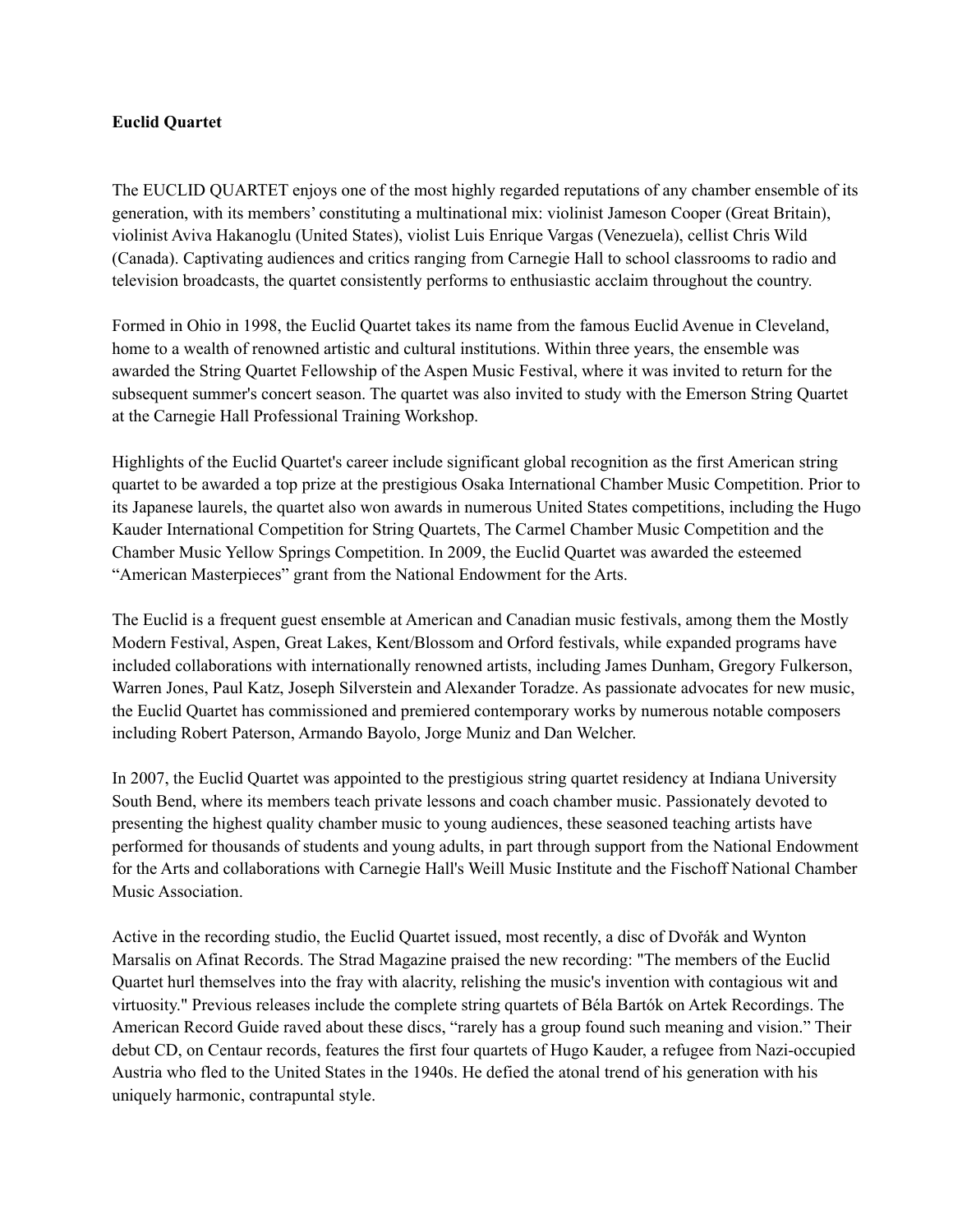**Euclid Quartet**

The EUCLID QUARTET enjoys one of the most highly regarded reputations of any chamber ensemble of its generation, with its members' constituting a multinational mix: violinist Jameson Cooper (Great Britain), violinist Aviva Hakanoglu (United States), violist Luis Enrique Vargas (Venezuela), cellist Chris Wild (Canada). Captivating audiences and critics ranging from Carnegie Hall to school classrooms to radio and television broadcasts, the quartet consistently performs to enthusiastic acclaim throughout the country.

Formed in Ohio in 1998, the Euclid Quartet takes its name from the famous Euclid Avenue in Cleveland, home to a wealth of renowned artistic and cultural institutions. Within three years, the ensemble was awarded the String Quartet Fellowship of the Aspen Music Festival, where it was invited to return for the subsequent summer's concert season. The quartet was also invited to study with the Emerson String Quartet at the Carnegie Hall Professional Training Workshop.

Highlights of the Euclid Quartet's career include significant global recognition as the first American string quartet to be awarded a top prize at the prestigious Osaka International Chamber Music Competition. Prior to its Japanese laurels, the quartet also won awards in numerous United States competitions, including the Hugo Kauder International Competition for String Quartets, The Carmel Chamber Music Competition and the Chamber Music Yellow Springs Competition. In 2009, the Euclid Quartet was awarded the esteemed "American Masterpieces" grant from the National Endowment for the Arts.

The Euclid is a frequent guest ensemble at American and Canadian music festivals, among them the Mostly Modern Festival, Aspen, Great Lakes, Kent/Blossom and Orford festivals, while expanded programs have included collaborations with internationally renowned artists, including James Dunham, Gregory Fulkerson, Warren Jones, Paul Katz, Joseph Silverstein and Alexander Toradze. As passionate advocates for new music, the Euclid Quartet has commissioned and premiered contemporary works by numerous notable composers including Robert Paterson, Armando Bayolo, Jorge Muniz and Dan Welcher.

In 2007, the Euclid Quartet was appointed to the prestigious string quartet residency at Indiana University South Bend, where its members teach private lessons and coach chamber music. Passionately devoted to presenting the highest quality chamber music to young audiences, these seasoned teaching artists have performed for thousands of students and young adults, in part through support from the National Endowment for the Arts and collaborations with Carnegie Hall's Weill Music Institute and the Fischoff National Chamber Music Association.

Active in the recording studio, the Euclid Quartet issued, most recently, a disc of Dvořák and Wynton Marsalis on Afinat Records. The Strad Magazine praised the new recording: "The members of the Euclid Quartet hurl themselves into the fray with alacrity, relishing the music's invention with contagious wit and virtuosity." Previous releases include the complete string quartets of Béla Bartók on Artek Recordings. The American Record Guide raved about these discs, "rarely has a group found such meaning and vision." Their debut CD, on Centaur records, features the first four quartets of Hugo Kauder, a refugee from Nazi-occupied Austria who fled to the United States in the 1940s. He defied the atonal trend of his generation with his uniquely harmonic, contrapuntal style.